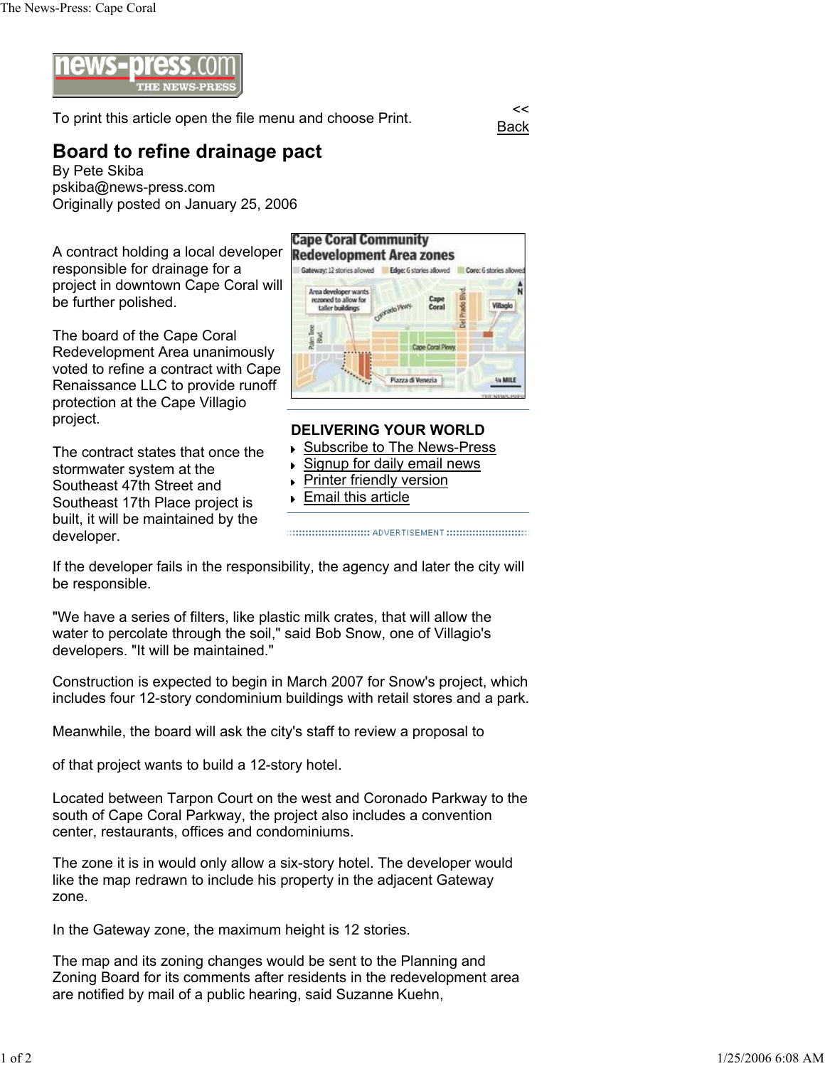news-press.com THE NEWS-PRESS

To print this article open the file menu and choose Print.

<< Back

# Board to refine drainage pact

By Pete Skiba
pskiba@news-press.com
Originally posted on January 25, 2006

A contract holding a local developer responsible for drainage for a project in downtown Cape Coral will be further polished.

The board of the Cape Coral Redevelopment Area unanimously voted to refine a contract with Cape Renaissance LLC to provide runoff protection at the Cape Villagio project.

The contract states that once the stormwater system at the Southeast 47th Street and Southeast 17th Place project is built, it will be maintained by the developer.

If the developer fails in the responsibility, the agency and later the city will be responsible.

"We have a series of filters, like plastic milk crates, that will allow the water to percolate through the soil," said Bob Snow, one of Villagio's developers. "It will be maintained."

Construction is expected to begin in March 2007 for Snow's project, which includes four 12-story condominium buildings with retail stores and a park.

Meanwhile, the board will ask the city's staff to review a proposal to

of that project wants to build a 12-story hotel.

Located between Tarpon Court on the west and Coronado Parkway to the south of Cape Coral Parkway, the project also includes a convention center, restaurants, offices and condominiums.

The zone it is in would only allow a six-story hotel. The developer would like the map redrawn to include his property in the adjacent Gateway zone.

In the Gateway zone, the maximum height is 12 stories.

The map and its zoning changes would be sent to the Planning and Zoning Board for its comments after residents in the redevelopment area are notified by mail of a public hearing, said Suzanne Kuehn,

**Cape Coral Community Redevelopment Area zones**

Gateway: 12 stories allowed | Edge: 6 stories allowed | Core: 6 stories allowed

Area developer wants rezoned to allow for taller buildings

Coronado Pkwy. | Cape Coral | Del Prado Blvd. | Villagio | Palm Tree Blvd. | Cape Coral Pkwy | Piazza di Venezia | N | 1/4 MILE

THE NEWS-PRESS

**DELIVERING YOUR WORLD**

- Subscribe to The News-Press
- Signup for daily email news
- Printer friendly version
- Email this article

ADVERTISEMENT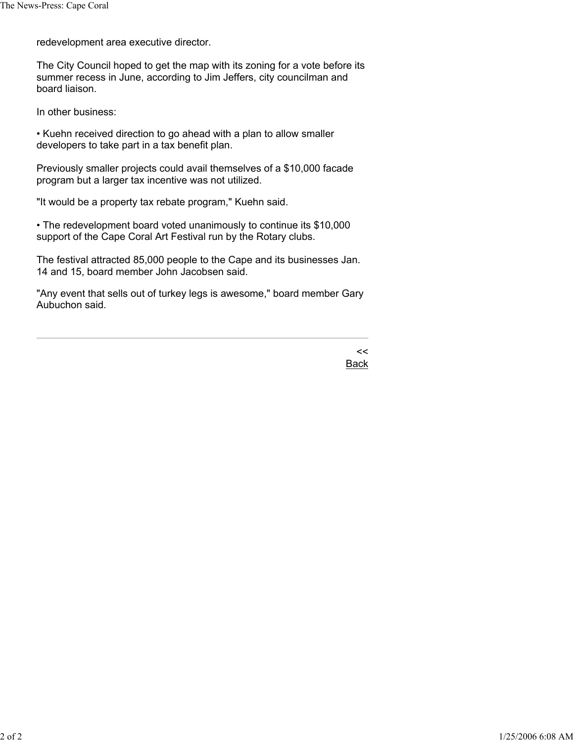redevelopment area executive director.

The City Council hoped to get the map with its zoning for a vote before its summer recess in June, according to Jim Jeffers, city councilman and board liaison.

In other business:

• Kuehn received direction to go ahead with a plan to allow smaller developers to take part in a tax benefit plan.

Previously smaller projects could avail themselves of a $10,000 facade program but a larger tax incentive was not utilized.

"It would be a property tax rebate program," Kuehn said.

• The redevelopment board voted unanimously to continue its $10,000 support of the Cape Coral Art Festival run by the Rotary clubs.

The festival attracted 85,000 people to the Cape and its businesses Jan. 14 and 15, board member John Jacobsen said.

"Any event that sells out of turkey legs is awesome," board member Gary Aubuchon said.

---

<< Back